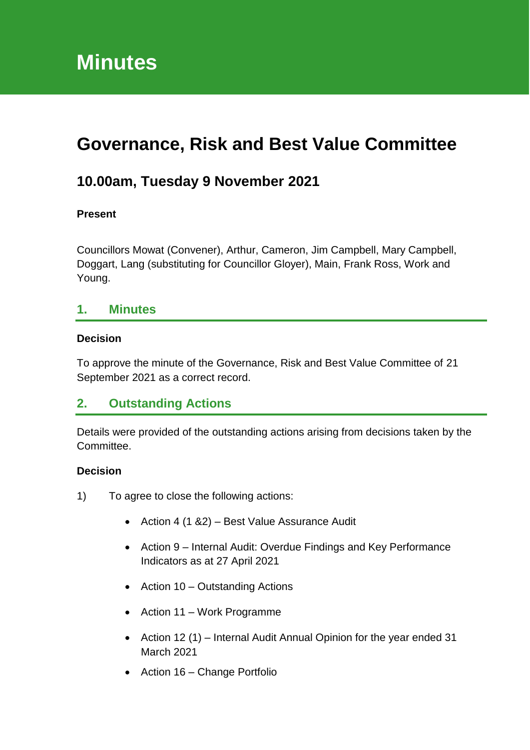# Minutes

## Governance, Risk and Best Value Committee

### 10.00am, Tuesday 9 November 2021

**Present**

Councillors Mowat (Convener), Arthur, Cameron, Jim Campbell, Mary Campbell, Doggart, Lang (substituting for Councillor Gloyer), Main, Frank Ross, Work and Young.

## 1. Minutes

**Decision**

To approve the minute of the Governance, Risk and Best Value Committee of 21 September 2021 as a correct record.

## 2. Outstanding Actions

Details were provided of the outstanding actions arising from decisions taken by the Committee.

**Decision**

1) To agree to close the following actions:

- Action 4 (1 &2) – Best Value Assurance Audit
- Action 9 – Internal Audit: Overdue Findings and Key Performance Indicators as at 27 April 2021
- Action 10 – Outstanding Actions
- Action 11 – Work Programme
- Action 12 (1) – Internal Audit Annual Opinion for the year ended 31 March 2021
- Action 16 – Change Portfolio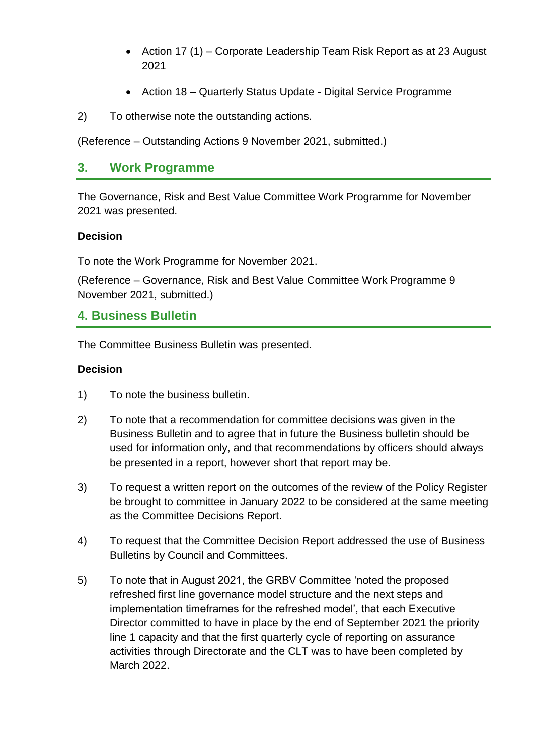- Action 17 (1) – Corporate Leadership Team Risk Report as at 23 August 2021
- Action 18 – Quarterly Status Update - Digital Service Programme

2) To otherwise note the outstanding actions.

(Reference – Outstanding Actions 9 November 2021, submitted.)

## 3. Work Programme

The Governance, Risk and Best Value Committee Work Programme for November 2021 was presented.

**Decision**

To note the Work Programme for November 2021.

(Reference – Governance, Risk and Best Value Committee Work Programme 9 November 2021, submitted.)

## 4. Business Bulletin

The Committee Business Bulletin was presented.

**Decision**

1) To note the business bulletin.

2) To note that a recommendation for committee decisions was given in the Business Bulletin and to agree that in future the Business bulletin should be used for information only, and that recommendations by officers should always be presented in a report, however short that report may be.

3) To request a written report on the outcomes of the review of the Policy Register be brought to committee in January 2022 to be considered at the same meeting as the Committee Decisions Report.

4) To request that the Committee Decision Report addressed the use of Business Bulletins by Council and Committees.

5) To note that in August 2021, the GRBV Committee 'noted the proposed refreshed first line governance model structure and the next steps and implementation timeframes for the refreshed model', that each Executive Director committed to have in place by the end of September 2021 the priority line 1 capacity and that the first quarterly cycle of reporting on assurance activities through Directorate and the CLT was to have been completed by March 2022.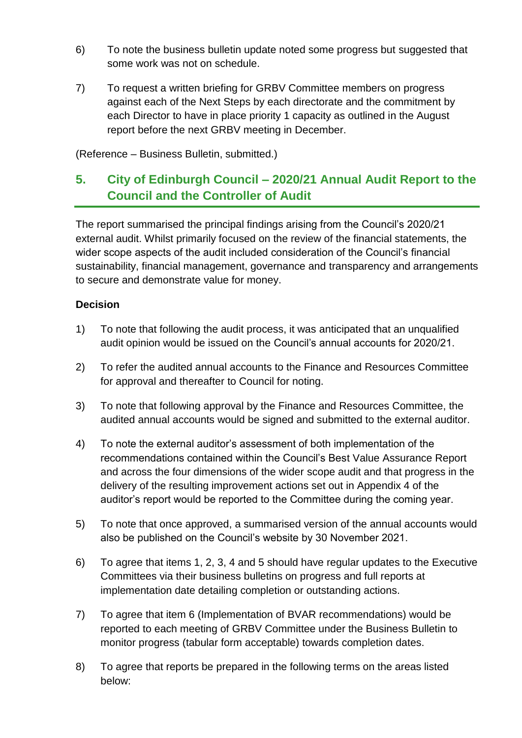6) To note the business bulletin update noted some progress but suggested that some work was not on schedule.

7) To request a written briefing for GRBV Committee members on progress against each of the Next Steps by each directorate and the commitment by each Director to have in place priority 1 capacity as outlined in the August report before the next GRBV meeting in December.

(Reference – Business Bulletin, submitted.)

## 5. City of Edinburgh Council – 2020/21 Annual Audit Report to the Council and the Controller of Audit

The report summarised the principal findings arising from the Council's 2020/21 external audit. Whilst primarily focused on the review of the financial statements, the wider scope aspects of the audit included consideration of the Council's financial sustainability, financial management, governance and transparency and arrangements to secure and demonstrate value for money.

**Decision**

1) To note that following the audit process, it was anticipated that an unqualified audit opinion would be issued on the Council's annual accounts for 2020/21.

2) To refer the audited annual accounts to the Finance and Resources Committee for approval and thereafter to Council for noting.

3) To note that following approval by the Finance and Resources Committee, the audited annual accounts would be signed and submitted to the external auditor.

4) To note the external auditor's assessment of both implementation of the recommendations contained within the Council's Best Value Assurance Report and across the four dimensions of the wider scope audit and that progress in the delivery of the resulting improvement actions set out in Appendix 4 of the auditor's report would be reported to the Committee during the coming year.

5) To note that once approved, a summarised version of the annual accounts would also be published on the Council's website by 30 November 2021.

6) To agree that items 1, 2, 3, 4 and 5 should have regular updates to the Executive Committees via their business bulletins on progress and full reports at implementation date detailing completion or outstanding actions.

7) To agree that item 6 (Implementation of BVAR recommendations) would be reported to each meeting of GRBV Committee under the Business Bulletin to monitor progress (tabular form acceptable) towards completion dates.

8) To agree that reports be prepared in the following terms on the areas listed below: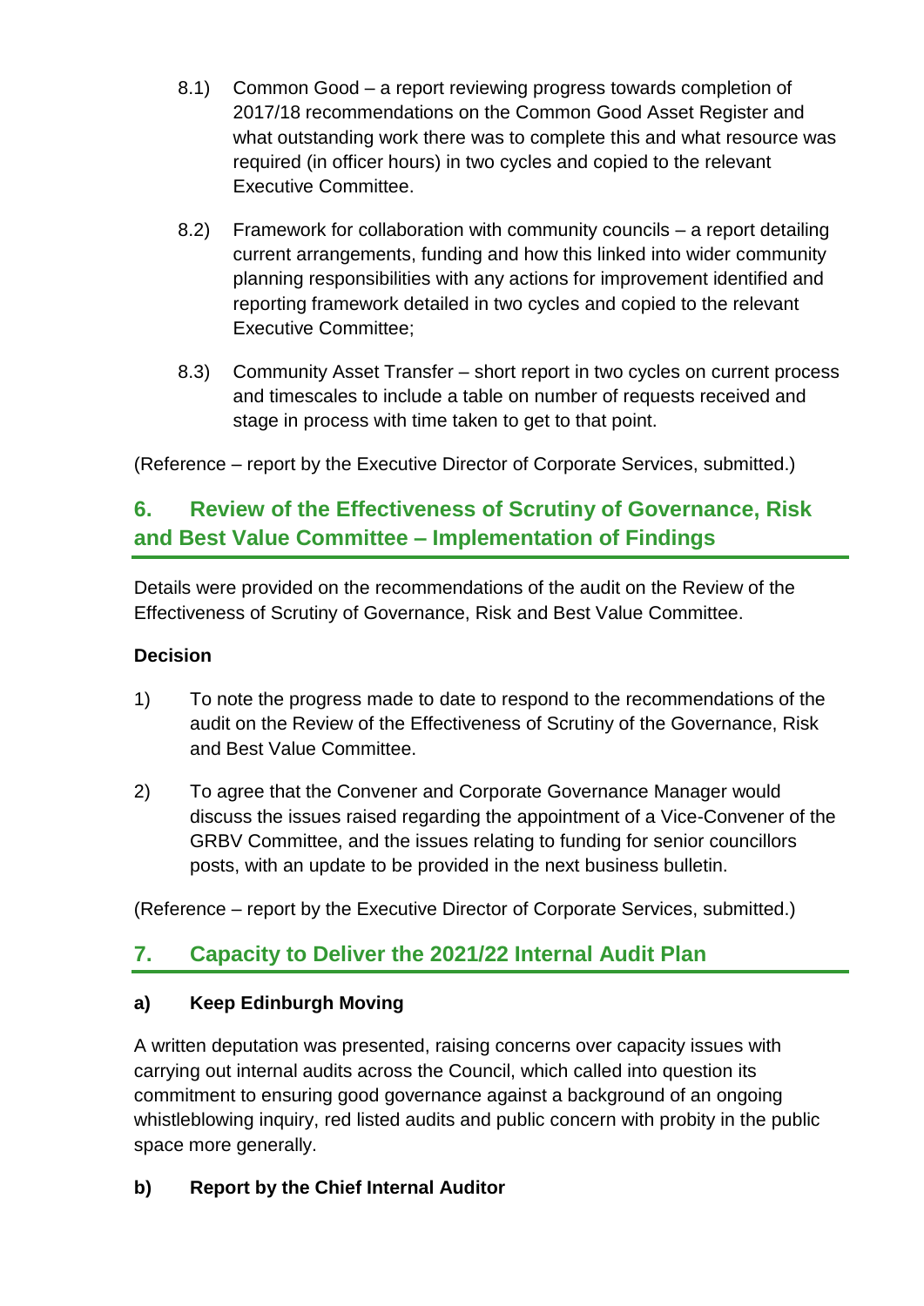8.1) Common Good – a report reviewing progress towards completion of 2017/18 recommendations on the Common Good Asset Register and what outstanding work there was to complete this and what resource was required (in officer hours) in two cycles and copied to the relevant Executive Committee.

8.2) Framework for collaboration with community councils – a report detailing current arrangements, funding and how this linked into wider community planning responsibilities with any actions for improvement identified and reporting framework detailed in two cycles and copied to the relevant Executive Committee;

8.3) Community Asset Transfer – short report in two cycles on current process and timescales to include a table on number of requests received and stage in process with time taken to get to that point.

(Reference – report by the Executive Director of Corporate Services, submitted.)

## 6. Review of the Effectiveness of Scrutiny of Governance, Risk and Best Value Committee – Implementation of Findings

Details were provided on the recommendations of the audit on the Review of the Effectiveness of Scrutiny of Governance, Risk and Best Value Committee.

**Decision**

1) To note the progress made to date to respond to the recommendations of the audit on the Review of the Effectiveness of Scrutiny of the Governance, Risk and Best Value Committee.

2) To agree that the Convener and Corporate Governance Manager would discuss the issues raised regarding the appointment of a Vice-Convener of the GRBV Committee, and the issues relating to funding for senior councillors posts, with an update to be provided in the next business bulletin.

(Reference – report by the Executive Director of Corporate Services, submitted.)

## 7. Capacity to Deliver the 2021/22 Internal Audit Plan

**a) Keep Edinburgh Moving**

A written deputation was presented, raising concerns over capacity issues with carrying out internal audits across the Council, which called into question its commitment to ensuring good governance against a background of an ongoing whistleblowing inquiry, red listed audits and public concern with probity in the public space more generally.

**b) Report by the Chief Internal Auditor**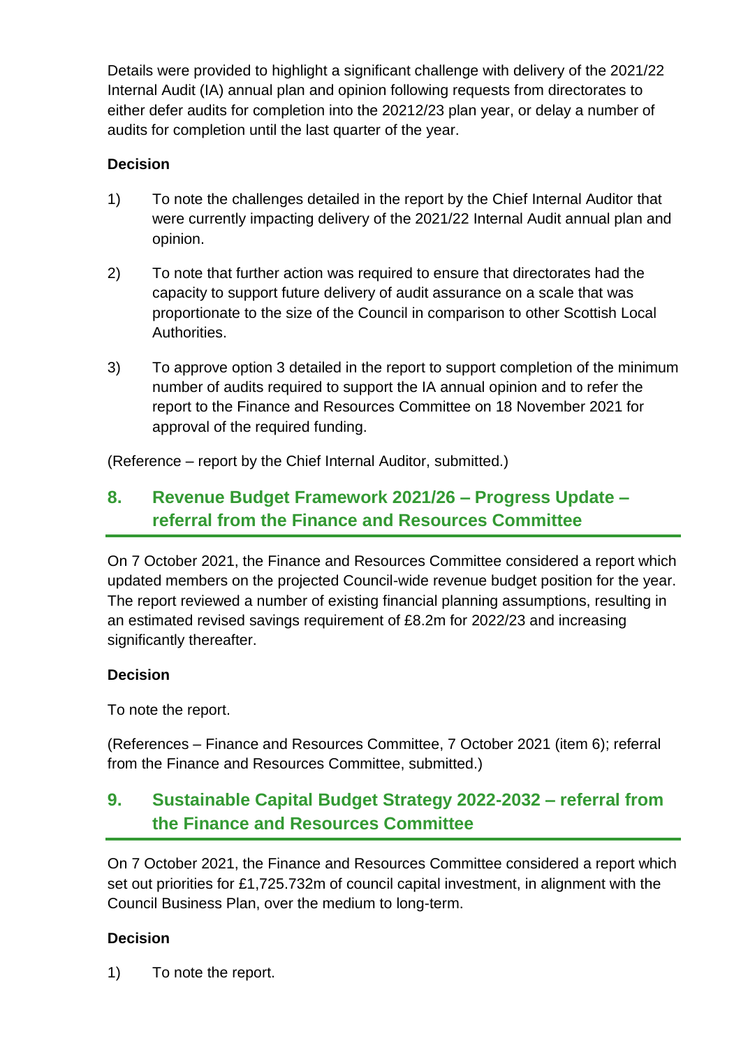Details were provided to highlight a significant challenge with delivery of the 2021/22 Internal Audit (IA) annual plan and opinion following requests from directorates to either defer audits for completion into the 20212/23 plan year, or delay a number of audits for completion until the last quarter of the year.

**Decision**

1) To note the challenges detailed in the report by the Chief Internal Auditor that were currently impacting delivery of the 2021/22 Internal Audit annual plan and opinion.

2) To note that further action was required to ensure that directorates had the capacity to support future delivery of audit assurance on a scale that was proportionate to the size of the Council in comparison to other Scottish Local Authorities.

3) To approve option 3 detailed in the report to support completion of the minimum number of audits required to support the IA annual opinion and to refer the report to the Finance and Resources Committee on 18 November 2021 for approval of the required funding.

(Reference – report by the Chief Internal Auditor, submitted.)

## 8. Revenue Budget Framework 2021/26 – Progress Update – referral from the Finance and Resources Committee

On 7 October 2021, the Finance and Resources Committee considered a report which updated members on the projected Council-wide revenue budget position for the year. The report reviewed a number of existing financial planning assumptions, resulting in an estimated revised savings requirement of £8.2m for 2022/23 and increasing significantly thereafter.

**Decision**

To note the report.

(References – Finance and Resources Committee, 7 October 2021 (item 6); referral from the Finance and Resources Committee, submitted.)

## 9. Sustainable Capital Budget Strategy 2022-2032 – referral from the Finance and Resources Committee

On 7 October 2021, the Finance and Resources Committee considered a report which set out priorities for £1,725.732m of council capital investment, in alignment with the Council Business Plan, over the medium to long-term.

**Decision**

1) To note the report.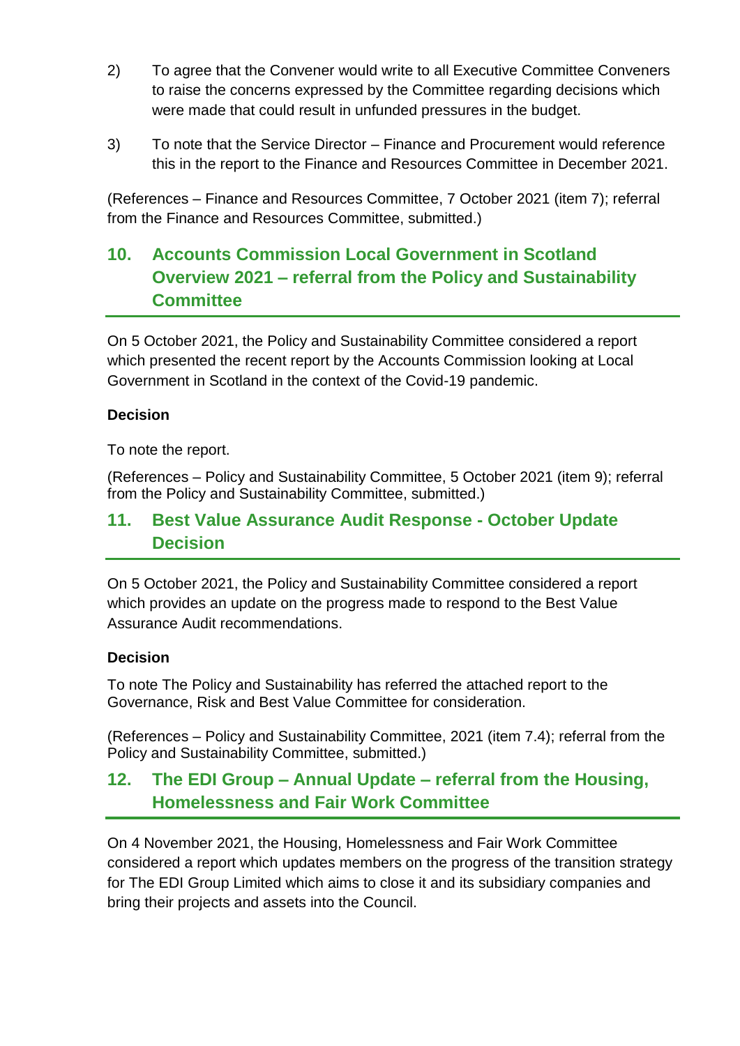2) To agree that the Convener would write to all Executive Committee Conveners to raise the concerns expressed by the Committee regarding decisions which were made that could result in unfunded pressures in the budget.

3) To note that the Service Director – Finance and Procurement would reference this in the report to the Finance and Resources Committee in December 2021.

(References – Finance and Resources Committee, 7 October 2021 (item 7); referral from the Finance and Resources Committee, submitted.)

## 10. Accounts Commission Local Government in Scotland Overview 2021 – referral from the Policy and Sustainability Committee

On 5 October 2021, the Policy and Sustainability Committee considered a report which presented the recent report by the Accounts Commission looking at Local Government in Scotland in the context of the Covid-19 pandemic.

**Decision**

To note the report.

(References – Policy and Sustainability Committee, 5 October 2021 (item 9); referral from the Policy and Sustainability Committee, submitted.)

## 11. Best Value Assurance Audit Response - October Update Decision

On 5 October 2021, the Policy and Sustainability Committee considered a report which provides an update on the progress made to respond to the Best Value Assurance Audit recommendations.

**Decision**

To note The Policy and Sustainability has referred the attached report to the Governance, Risk and Best Value Committee for consideration.

(References – Policy and Sustainability Committee, 2021 (item 7.4); referral from the Policy and Sustainability Committee, submitted.)

## 12. The EDI Group – Annual Update – referral from the Housing, Homelessness and Fair Work Committee

On 4 November 2021, the Housing, Homelessness and Fair Work Committee considered a report which updates members on the progress of the transition strategy for The EDI Group Limited which aims to close it and its subsidiary companies and bring their projects and assets into the Council.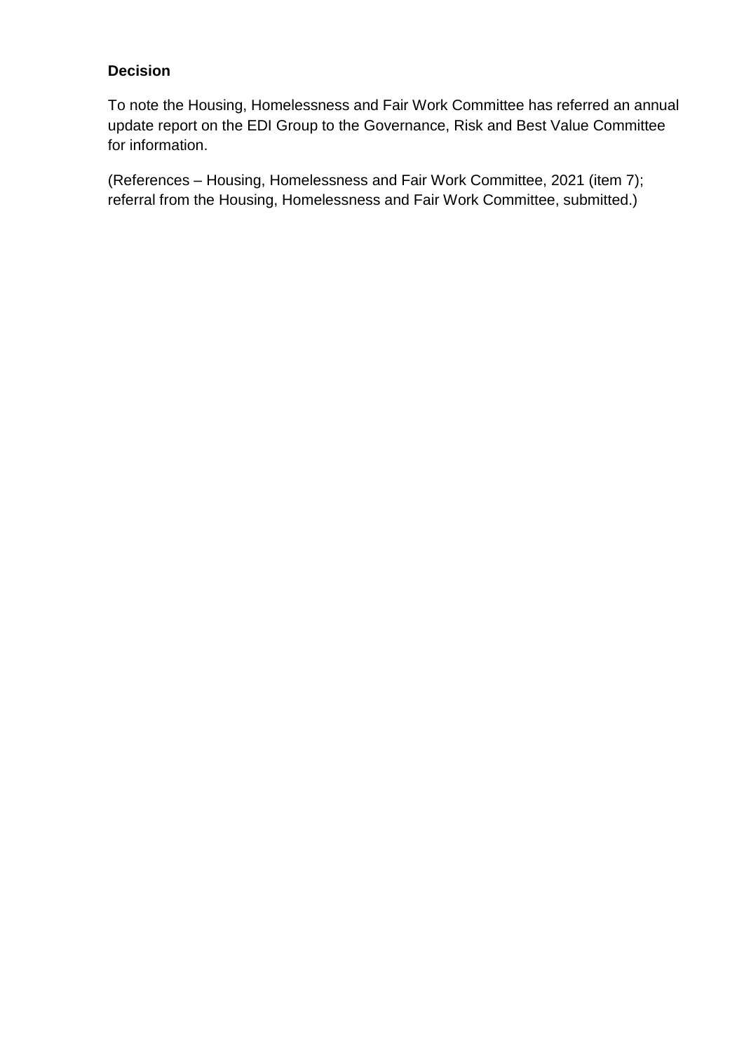**Decision**

To note the Housing, Homelessness and Fair Work Committee has referred an annual update report on the EDI Group to the Governance, Risk and Best Value Committee for information.

(References – Housing, Homelessness and Fair Work Committee, 2021 (item 7); referral from the Housing, Homelessness and Fair Work Committee, submitted.)